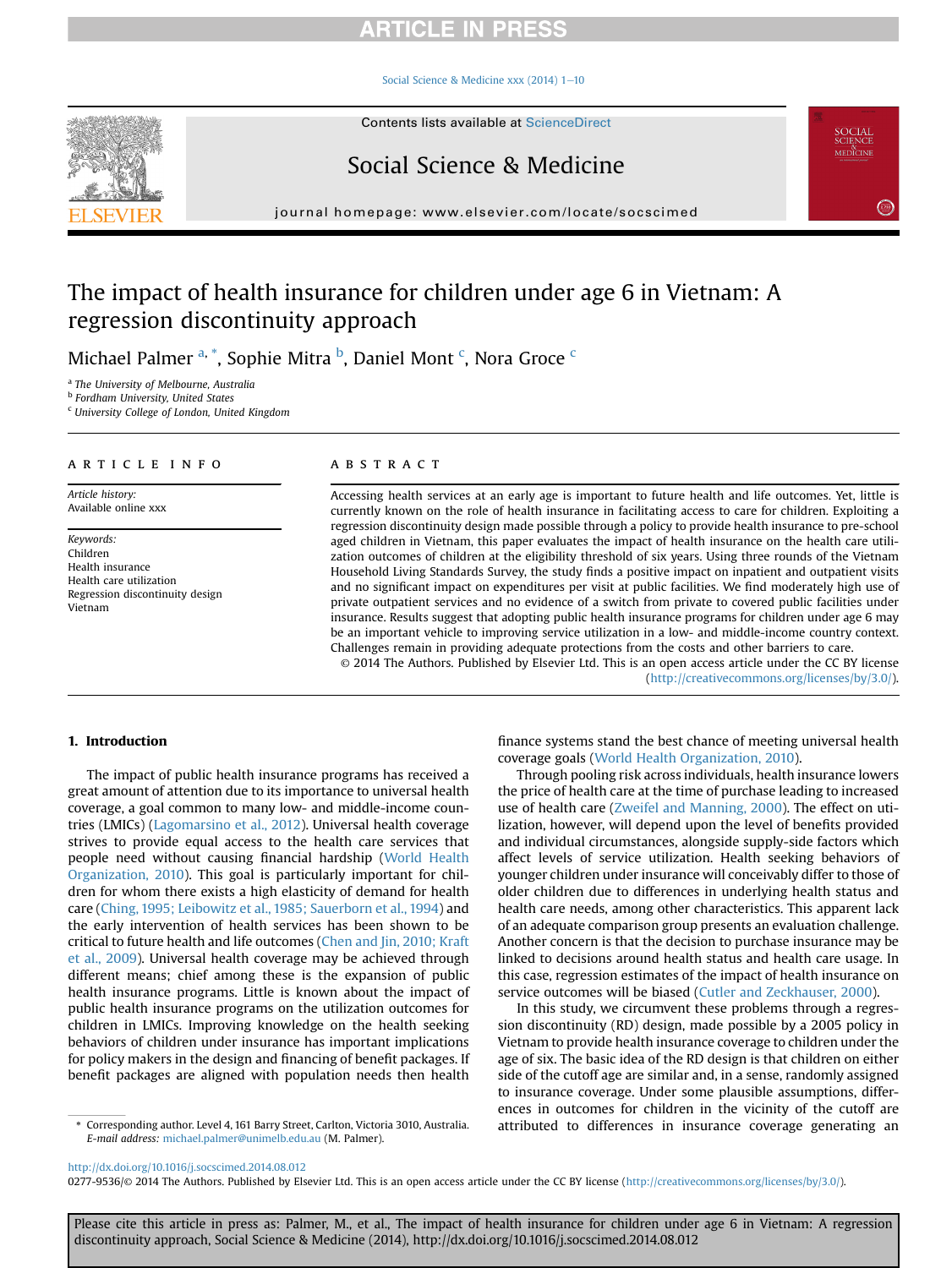# The impact of health insurance for children under age 6 in Vietnam: A regression discontinuity approach

Michael Palmer [a,*], Sophie Mitra [b], Daniel Mont [c], Nora Groce [c]

[a] The University of Melbourne, Australia
[b] Fordham University, United States
[c] University College of London, United Kingdom

## ARTICLE INFO

*Article history:*
Available online xxx

*Keywords:*
Children
Health insurance
Health care utilization
Regression discontinuity design
Vietnam

## ABSTRACT

Accessing health services at an early age is important to future health and life outcomes. Yet, little is currently known on the role of health insurance in facilitating access to care for children. Exploiting a regression discontinuity design made possible through a policy to provide health insurance to pre-school aged children in Vietnam, this paper evaluates the impact of health insurance on the health care utilization outcomes of children at the eligibility threshold of six years. Using three rounds of the Vietnam Household Living Standards Survey, the study finds a positive impact on inpatient and outpatient visits and no significant impact on expenditures per visit at public facilities. We find moderately high use of private outpatient services and no evidence of a switch from private to covered public facilities under insurance. Results suggest that adopting public health insurance programs for children under age 6 may be an important vehicle to improving service utilization in a low- and middle-income country context. Challenges remain in providing adequate protections from the costs and other barriers to care.

© 2014 The Authors. Published by Elsevier Ltd. This is an open access article under the CC BY license (http://creativecommons.org/licenses/by/3.0/).

## 1. Introduction

The impact of public health insurance programs has received a great amount of attention due to its importance to universal health coverage, a goal common to many low- and middle-income countries (LMICs) (Lagomarsino et al., 2012). Universal health coverage strives to provide equal access to the health care services that people need without causing financial hardship (World Health Organization, 2010). This goal is particularly important for children for whom there exists a high elasticity of demand for health care (Ching, 1995; Leibowitz et al., 1985; Sauerborn et al., 1994) and the early intervention of health services has been shown to be critical to future health and life outcomes (Chen and Jin, 2010; Kraft et al., 2009). Universal health coverage may be achieved through different means; chief among these is the expansion of public health insurance programs. Little is known about the impact of public health insurance programs on the utilization outcomes for children in LMICs. Improving knowledge on the health seeking behaviors of children under insurance has important implications for policy makers in the design and financing of benefit packages. If benefit packages are aligned with population needs then health finance systems stand the best chance of meeting universal health coverage goals (World Health Organization, 2010).

Through pooling risk across individuals, health insurance lowers the price of health care at the time of purchase leading to increased use of health care (Zweifel and Manning, 2000). The effect on utilization, however, will depend upon the level of benefits provided and individual circumstances, alongside supply-side factors which affect levels of service utilization. Health seeking behaviors of younger children under insurance will conceivably differ to those of older children due to differences in underlying health status and health care needs, among other characteristics. This apparent lack of an adequate comparison group presents an evaluation challenge. Another concern is that the decision to purchase insurance may be linked to decisions around health status and health care usage. In this case, regression estimates of the impact of health insurance on service outcomes will be biased (Cutler and Zeckhauser, 2000).

In this study, we circumvent these problems through a regression discontinuity (RD) design, made possible by a 2005 policy in Vietnam to provide health insurance coverage to children under the age of six. The basic idea of the RD design is that children on either side of the cutoff age are similar and, in a sense, randomly assigned to insurance coverage. Under some plausible assumptions, differences in outcomes for children in the vicinity of the cutoff are attributed to differences in insurance coverage generating an

\* Corresponding author. Level 4, 161 Barry Street, Carlton, Victoria 3010, Australia.
*E-mail address:* michael.palmer@unimelb.edu.au (M. Palmer).

http://dx.doi.org/10.1016/j.socscimed.2014.08.012
0277-9536/© 2014 The Authors. Published by Elsevier Ltd. This is an open access article under the CC BY license (http://creativecommons.org/licenses/by/3.0/).

Please cite this article in press as: Palmer, M., et al., The impact of health insurance for children under age 6 in Vietnam: A regression discontinuity approach, Social Science & Medicine (2014), http://dx.doi.org/10.1016/j.socscimed.2014.08.012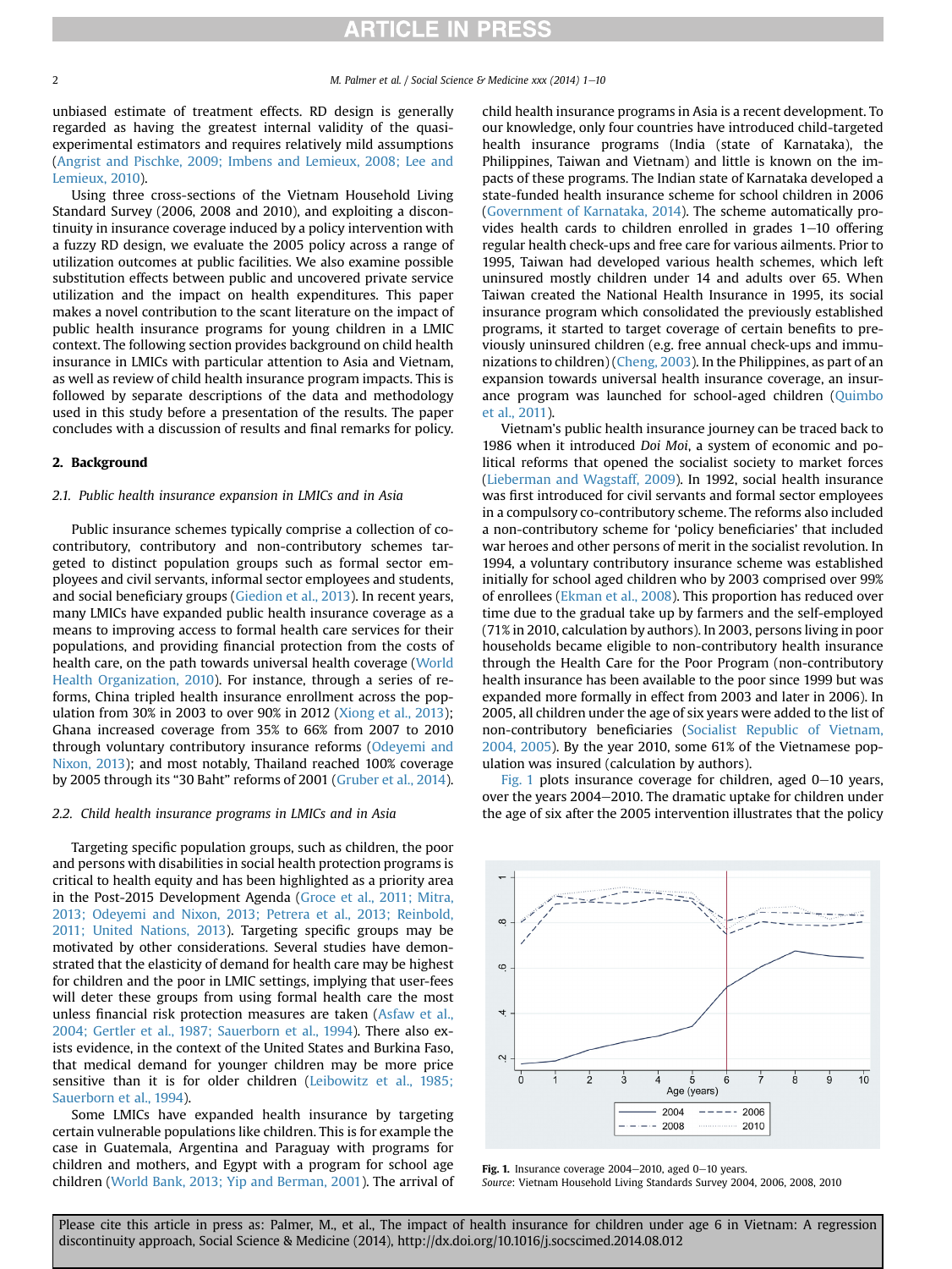unbiased estimate of treatment effects. RD design is generally regarded as having the greatest internal validity of the quasi-experimental estimators and requires relatively mild assumptions (Angrist and Pischke, 2009; Imbens and Lemieux, 2008; Lee and Lemieux, 2010).

Using three cross-sections of the Vietnam Household Living Standard Survey (2006, 2008 and 2010), and exploiting a discontinuity in insurance coverage induced by a policy intervention with a fuzzy RD design, we evaluate the 2005 policy across a range of utilization outcomes at public facilities. We also examine possible substitution effects between public and uncovered private service utilization and the impact on health expenditures. This paper makes a novel contribution to the scant literature on the impact of public health insurance programs for young children in a LMIC context. The following section provides background on child health insurance in LMICs with particular attention to Asia and Vietnam, as well as review of child health insurance program impacts. This is followed by separate descriptions of the data and methodology used in this study before a presentation of the results. The paper concludes with a discussion of results and final remarks for policy.

## 2. Background

### 2.1. Public health insurance expansion in LMICs and in Asia

Public insurance schemes typically comprise a collection of co-contributory, contributory and non-contributory schemes targeted to distinct population groups such as formal sector employees and civil servants, informal sector employees and students, and social beneficiary groups (Giedion et al., 2013). In recent years, many LMICs have expanded public health insurance coverage as a means to improving access to formal health care services for their populations, and providing financial protection from the costs of health care, on the path towards universal health coverage (World Health Organization, 2010). For instance, through a series of reforms, China tripled health insurance enrollment across the population from 30% in 2003 to over 90% in 2012 (Xiong et al., 2013); Ghana increased coverage from 35% to 66% from 2007 to 2010 through voluntary contributory insurance reforms (Odeyemi and Nixon, 2013); and most notably, Thailand reached 100% coverage by 2005 through its "30 Baht" reforms of 2001 (Gruber et al., 2014).

### 2.2. Child health insurance programs in LMICs and in Asia

Targeting specific population groups, such as children, the poor and persons with disabilities in social health protection programs is critical to health equity and has been highlighted as a priority area in the Post-2015 Development Agenda (Groce et al., 2011; Mitra, 2013; Odeyemi and Nixon, 2013; Petrera et al., 2013; Reinbold, 2011; United Nations, 2013). Targeting specific groups may be motivated by other considerations. Several studies have demonstrated that the elasticity of demand for health care may be highest for children and the poor in LMIC settings, implying that user-fees will deter these groups from using formal health care the most unless financial risk protection measures are taken (Asfaw et al., 2004; Gertler et al., 1987; Sauerborn et al., 1994). There also exists evidence, in the context of the United States and Burkina Faso, that medical demand for younger children may be more price sensitive than it is for older children (Leibowitz et al., 1985; Sauerborn et al., 1994).

Some LMICs have expanded health insurance by targeting certain vulnerable populations like children. This is for example the case in Guatemala, Argentina and Paraguay with programs for children and mothers, and Egypt with a program for school age children (World Bank, 2013; Yip and Berman, 2001). The arrival of child health insurance programs in Asia is a recent development. To our knowledge, only four countries have introduced child-targeted health insurance programs (India (state of Karnataka), the Philippines, Taiwan and Vietnam) and little is known on the impacts of these programs. The Indian state of Karnataka developed a state-funded health insurance scheme for school children in 2006 (Government of Karnataka, 2014). The scheme automatically provides health cards to children enrolled in grades 1–10 offering regular health check-ups and free care for various ailments. Prior to 1995, Taiwan had developed various health schemes, which left uninsured mostly children under 14 and adults over 65. When Taiwan created the National Health Insurance in 1995, its social insurance program which consolidated the previously established programs, it started to target coverage of certain benefits to previously uninsured children (e.g. free annual check-ups and immunizations to children) (Cheng, 2003). In the Philippines, as part of an expansion towards universal health insurance coverage, an insurance program was launched for school-aged children (Quimbo et al., 2011).

Vietnam's public health insurance journey can be traced back to 1986 when it introduced *Doi Moi*, a system of economic and political reforms that opened the socialist society to market forces (Lieberman and Wagstaff, 2009). In 1992, social health insurance was first introduced for civil servants and formal sector employees in a compulsory co-contributory scheme. The reforms also included a non-contributory scheme for 'policy beneficiaries' that included war heroes and other persons of merit in the socialist revolution. In 1994, a voluntary contributory insurance scheme was established initially for school aged children who by 2003 comprised over 99% of enrollees (Ekman et al., 2008). This proportion has reduced over time due to the gradual take up by farmers and the self-employed (71% in 2010, calculation by authors). In 2003, persons living in poor households became eligible to non-contributory health insurance through the Health Care for the Poor Program (non-contributory health insurance has been available to the poor since 1999 but was expanded more formally in effect from 2003 and later in 2006). In 2005, all children under the age of six years were added to the list of non-contributory beneficiaries (Socialist Republic of Vietnam, 2004, 2005). By the year 2010, some 61% of the Vietnamese population was insured (calculation by authors).

Fig. 1 plots insurance coverage for children, aged 0–10 years, over the years 2004–2010. The dramatic uptake for children under the age of six after the 2005 intervention illustrates that the policy

**Fig. 1.** Insurance coverage 2004–2010, aged 0–10 years.
*Source*: Vietnam Household Living Standards Survey 2004, 2006, 2008, 2010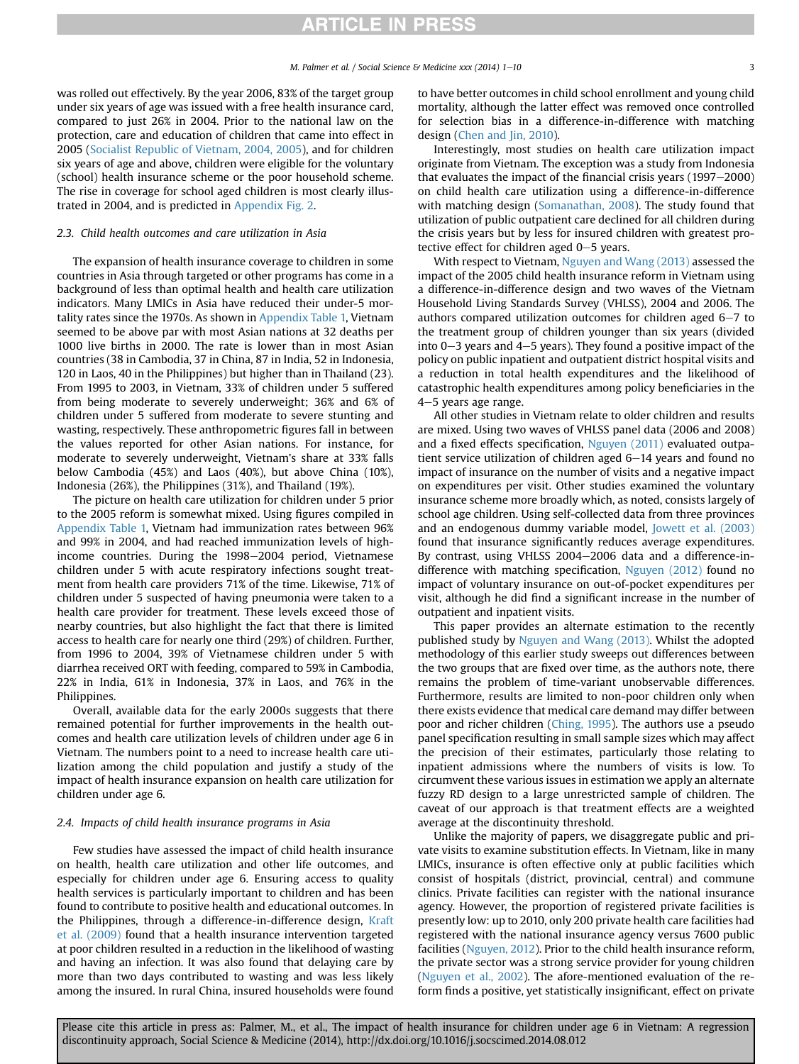was rolled out effectively. By the year 2006, 83% of the target group under six years of age was issued with a free health insurance card, compared to just 26% in 2004. Prior to the national law on the protection, care and education of children that came into effect in 2005 (Socialist Republic of Vietnam, 2004, 2005), and for children six years of age and above, children were eligible for the voluntary (school) health insurance scheme or the poor household scheme. The rise in coverage for school aged children is most clearly illustrated in 2004, and is predicted in Appendix Fig. 2.

### 2.3. Child health outcomes and care utilization in Asia

The expansion of health insurance coverage to children in some countries in Asia through targeted or other programs has come in a background of less than optimal health and health care utilization indicators. Many LMICs in Asia have reduced their under-5 mortality rates since the 1970s. As shown in Appendix Table 1, Vietnam seemed to be above par with most Asian nations at 32 deaths per 1000 live births in 2000. The rate is lower than in most Asian countries (38 in Cambodia, 37 in China, 87 in India, 52 in Indonesia, 120 in Laos, 40 in the Philippines) but higher than in Thailand (23). From 1995 to 2003, in Vietnam, 33% of children under 5 suffered from being moderate to severely underweight; 36% and 6% of children under 5 suffered from moderate to severe stunting and wasting, respectively. These anthropometric figures fall in between the values reported for other Asian nations. For instance, for moderate to severely underweight, Vietnam's share at 33% falls below Cambodia (45%) and Laos (40%), but above China (10%), Indonesia (26%), the Philippines (31%), and Thailand (19%).

The picture on health care utilization for children under 5 prior to the 2005 reform is somewhat mixed. Using figures compiled in Appendix Table 1, Vietnam had immunization rates between 96% and 99% in 2004, and had reached immunization levels of high-income countries. During the 1998–2004 period, Vietnamese children under 5 with acute respiratory infections sought treatment from health care providers 71% of the time. Likewise, 71% of children under 5 suspected of having pneumonia were taken to a health care provider for treatment. These levels exceed those of nearby countries, but also highlight the fact that there is limited access to health care for nearly one third (29%) of children. Further, from 1996 to 2004, 39% of Vietnamese children under 5 with diarrhea received ORT with feeding, compared to 59% in Cambodia, 22% in India, 61% in Indonesia, 37% in Laos, and 76% in the Philippines.

Overall, available data for the early 2000s suggests that there remained potential for further improvements in the health outcomes and health care utilization levels of children under age 6 in Vietnam. The numbers point to a need to increase health care utilization among the child population and justify a study of the impact of health insurance expansion on health care utilization for children under age 6.

### 2.4. Impacts of child health insurance programs in Asia

Few studies have assessed the impact of child health insurance on health, health care utilization and other life outcomes, and especially for children under age 6. Ensuring access to quality health services is particularly important to children and has been found to contribute to positive health and educational outcomes. In the Philippines, through a difference-in-difference design, Kraft et al. (2009) found that a health insurance intervention targeted at poor children resulted in a reduction in the likelihood of wasting and having an infection. It was also found that delaying care by more than two days contributed to wasting and was less likely among the insured. In rural China, insured households were found to have better outcomes in child school enrollment and young child mortality, although the latter effect was removed once controlled for selection bias in a difference-in-difference with matching design (Chen and Jin, 2010).

Interestingly, most studies on health care utilization impact originate from Vietnam. The exception was a study from Indonesia that evaluates the impact of the financial crisis years (1997–2000) on child health care utilization using a difference-in-difference with matching design (Somanathan, 2008). The study found that utilization of public outpatient care declined for all children during the crisis years but by less for insured children with greatest protective effect for children aged 0–5 years.

With respect to Vietnam, Nguyen and Wang (2013) assessed the impact of the 2005 child health insurance reform in Vietnam using a difference-in-difference design and two waves of the Vietnam Household Living Standards Survey (VHLSS), 2004 and 2006. The authors compared utilization outcomes for children aged 6–7 to the treatment group of children younger than six years (divided into 0–3 years and 4–5 years). They found a positive impact of the policy on public inpatient and outpatient district hospital visits and a reduction in total health expenditures and the likelihood of catastrophic health expenditures among policy beneficiaries in the 4–5 years age range.

All other studies in Vietnam relate to older children and results are mixed. Using two waves of VHLSS panel data (2006 and 2008) and a fixed effects specification, Nguyen (2011) evaluated outpatient service utilization of children aged 6–14 years and found no impact of insurance on the number of visits and a negative impact on expenditures per visit. Other studies examined the voluntary insurance scheme more broadly which, as noted, consists largely of school age children. Using self-collected data from three provinces and an endogenous dummy variable model, Jowett et al. (2003) found that insurance significantly reduces average expenditures. By contrast, using VHLSS 2004–2006 data and a difference-in-difference with matching specification, Nguyen (2012) found no impact of voluntary insurance on out-of-pocket expenditures per visit, although he did find a significant increase in the number of outpatient and inpatient visits.

This paper provides an alternate estimation to the recently published study by Nguyen and Wang (2013). Whilst the adopted methodology of this earlier study sweeps out differences between the two groups that are fixed over time, as the authors note, there remains the problem of time-variant unobservable differences. Furthermore, results are limited to non-poor children only when there exists evidence that medical care demand may differ between poor and richer children (Ching, 1995). The authors use a pseudo panel specification resulting in small sample sizes which may affect the precision of their estimates, particularly those relating to inpatient admissions where the numbers of visits is low. To circumvent these various issues in estimation we apply an alternate fuzzy RD design to a large unrestricted sample of children. The caveat of our approach is that treatment effects are a weighted average at the discontinuity threshold.

Unlike the majority of papers, we disaggregate public and private visits to examine substitution effects. In Vietnam, like in many LMICs, insurance is often effective only at public facilities which consist of hospitals (district, provincial, central) and commune clinics. Private facilities can register with the national insurance agency. However, the proportion of registered private facilities is presently low: up to 2010, only 200 private health care facilities had registered with the national insurance agency versus 7600 public facilities (Nguyen, 2012). Prior to the child health insurance reform, the private sector was a strong service provider for young children (Nguyen et al., 2002). The afore-mentioned evaluation of the reform finds a positive, yet statistically insignificant, effect on private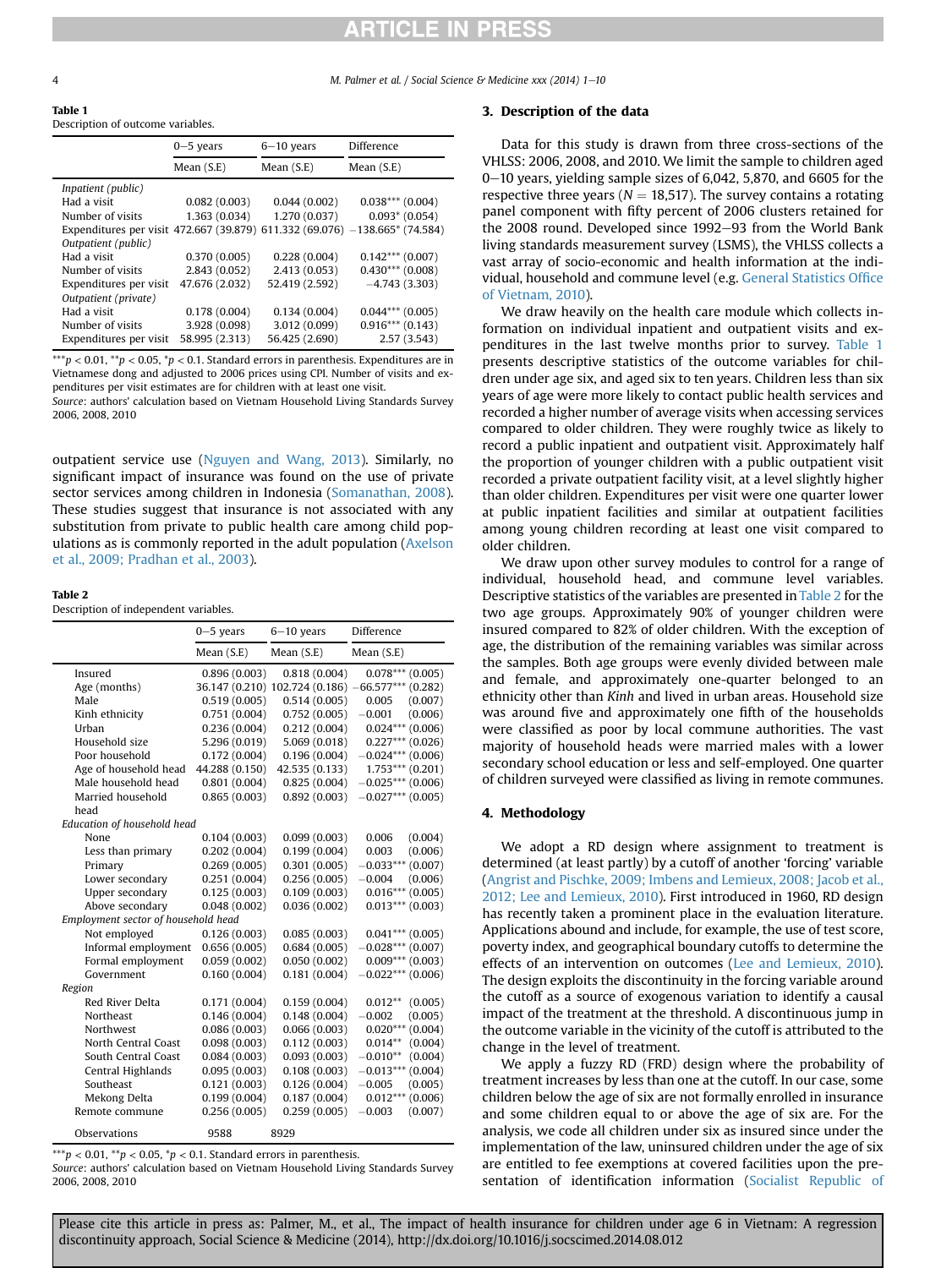**Table 1**
Description of outcome variables.

| | 0–5 years | 6–10 years | Difference |
|---|---|---|---|
| | Mean (S.E) | Mean (S.E) | Mean (S.E) |
| *Inpatient (public)* | | | |
| Had a visit | 0.082 (0.003) | 0.044 (0.002) | 0.038*** (0.004) |
| Number of visits | 1.363 (0.034) | 1.270 (0.037) | 0.093* (0.054) |
| Expenditures per visit | 472.667 (39.879) | 611.332 (69.076) | −138.665* (74.584) |
| *Outpatient (public)* | | | |
| Had a visit | 0.370 (0.005) | 0.228 (0.004) | 0.142*** (0.007) |
| Number of visits | 2.843 (0.052) | 2.413 (0.053) | 0.430*** (0.008) |
| Expenditures per visit | 47.676 (2.032) | 52.419 (2.592) | −4.743 (3.303) |
| *Outpatient (private)* | | | |
| Had a visit | 0.178 (0.004) | 0.134 (0.004) | 0.044*** (0.005) |
| Number of visits | 3.928 (0.098) | 3.012 (0.099) | 0.916*** (0.143) |
| Expenditures per visit | 58.995 (2.313) | 56.425 (2.690) | 2.57 (3.543) |

***$p < 0.01$, **$p < 0.05$, *$p < 0.1$. Standard errors in parenthesis. Expenditures are in Vietnamese dong and adjusted to 2006 prices using CPI. Number of visits and expenditures per visit estimates are for children with at least one visit.
Source: authors' calculation based on Vietnam Household Living Standards Survey 2006, 2008, 2010

outpatient service use (Nguyen and Wang, 2013). Similarly, no significant impact of insurance was found on the use of private sector services among children in Indonesia (Somanathan, 2008). These studies suggest that insurance is not associated with any substitution from private to public health care among child populations as is commonly reported in the adult population (Axelson et al., 2009; Pradhan et al., 2003).

**Table 2**
Description of independent variables.

| | 0–5 years | 6–10 years | Difference |
|---|---|---|---|
| | Mean (S.E) | Mean (S.E) | Mean (S.E) |
| Insured | 0.896 (0.003) | 0.818 (0.004) | 0.078*** (0.005) |
| Age (months) | 36.147 (0.210) | 102.724 (0.186) | −66.577*** (0.282) |
| Male | 0.519 (0.005) | 0.514 (0.005) | 0.005 (0.007) |
| Kinh ethnicity | 0.751 (0.004) | 0.752 (0.005) | −0.001 (0.006) |
| Urban | 0.236 (0.004) | 0.212 (0.004) | 0.024*** (0.006) |
| Household size | 5.296 (0.019) | 5.069 (0.018) | 0.227*** (0.026) |
| Poor household | 0.172 (0.004) | 0.196 (0.004) | −0.024*** (0.006) |
| Age of household head | 44.288 (0.150) | 42.535 (0.133) | 1.753*** (0.201) |
| Male household head | 0.801 (0.004) | 0.825 (0.004) | −0.025*** (0.006) |
| Married household head | 0.865 (0.003) | 0.892 (0.003) | −0.027*** (0.005) |
| *Education of household head* | | | |
| None | 0.104 (0.003) | 0.099 (0.003) | 0.006 (0.004) |
| Less than primary | 0.202 (0.004) | 0.199 (0.004) | 0.003 (0.006) |
| Primary | 0.269 (0.005) | 0.301 (0.005) | −0.033*** (0.007) |
| Lower secondary | 0.251 (0.004) | 0.256 (0.005) | −0.004 (0.006) |
| Upper secondary | 0.125 (0.003) | 0.109 (0.003) | 0.016*** (0.005) |
| Above secondary | 0.048 (0.002) | 0.036 (0.002) | 0.013*** (0.003) |
| *Employment sector of household head* | | | |
| Not employed | 0.126 (0.003) | 0.085 (0.003) | 0.041*** (0.005) |
| Informal employment | 0.656 (0.005) | 0.684 (0.005) | −0.028*** (0.007) |
| Formal employment | 0.059 (0.002) | 0.050 (0.002) | 0.009*** (0.003) |
| Government | 0.160 (0.004) | 0.181 (0.004) | −0.022*** (0.006) |
| *Region* | | | |
| Red River Delta | 0.171 (0.004) | 0.159 (0.004) | 0.012** (0.005) |
| Northeast | 0.146 (0.004) | 0.148 (0.004) | −0.002 (0.005) |
| Northwest | 0.086 (0.003) | 0.066 (0.003) | 0.020*** (0.004) |
| North Central Coast | 0.098 (0.003) | 0.112 (0.003) | 0.014** (0.004) |
| South Central Coast | 0.084 (0.003) | 0.093 (0.003) | −0.010** (0.004) |
| Central Highlands | 0.095 (0.003) | 0.108 (0.003) | −0.013*** (0.004) |
| Southeast | 0.121 (0.003) | 0.126 (0.004) | −0.005 (0.005) |
| Mekong Delta | 0.199 (0.004) | 0.187 (0.004) | 0.012*** (0.006) |
| Remote commune | 0.256 (0.005) | 0.259 (0.005) | −0.003 (0.007) |
| Observations | 9588 | 8929 | |

***$p < 0.01$, **$p < 0.05$, *$p < 0.1$. Standard errors in parenthesis.
Source: authors' calculation based on Vietnam Household Living Standards Survey 2006, 2008, 2010

## 3. Description of the data

Data for this study is drawn from three cross-sections of the VHLSS: 2006, 2008, and 2010. We limit the sample to children aged 0–10 years, yielding sample sizes of 6,042, 5,870, and 6605 for the respective three years ($N = 18{,}517$). The survey contains a rotating panel component with fifty percent of 2006 clusters retained for the 2008 round. Developed since 1992–93 from the World Bank living standards measurement survey (LSMS), the VHLSS collects a vast array of socio-economic and health information at the individual, household and commune level (e.g. General Statistics Office of Vietnam, 2010).

We draw heavily on the health care module which collects information on individual inpatient and outpatient visits and expenditures in the last twelve months prior to survey. Table 1 presents descriptive statistics of the outcome variables for children under age six, and aged six to ten years. Children less than six years of age were more likely to contact public health services and recorded a higher number of average visits when accessing services compared to older children. They were roughly twice as likely to record a public inpatient and outpatient visit. Approximately half the proportion of younger children with a public outpatient visit recorded a private outpatient facility visit, at a level slightly higher than older children. Expenditures per visit were one quarter lower at public inpatient facilities and similar at outpatient facilities among young children recording at least one visit compared to older children.

We draw upon other survey modules to control for a range of individual, household head, and commune level variables. Descriptive statistics of the variables are presented in Table 2 for the two age groups. Approximately 90% of younger children were insured compared to 82% of older children. With the exception of age, the distribution of the remaining variables was similar across the samples. Both age groups were evenly divided between male and female, and approximately one-quarter belonged to an ethnicity other than *Kinh* and lived in urban areas. Household size was around five and approximately one fifth of the households were classified as poor by local commune authorities. The vast majority of household heads were married males with a lower secondary school education or less and self-employed. One quarter of children surveyed were classified as living in remote communes.

## 4. Methodology

We adopt a RD design where assignment to treatment is determined (at least partly) by a cutoff of another 'forcing' variable (Angrist and Pischke, 2009; Imbens and Lemieux, 2008; Jacob et al., 2012; Lee and Lemieux, 2010). First introduced in 1960, RD design has recently taken a prominent place in the evaluation literature. Applications abound and include, for example, the use of test score, poverty index, and geographical boundary cutoffs to determine the effects of an intervention on outcomes (Lee and Lemieux, 2010). The design exploits the discontinuity in the forcing variable around the cutoff as a source of exogenous variation to identify a causal impact of the treatment at the threshold. A discontinuous jump in the outcome variable in the vicinity of the cutoff is attributed to the change in the level of treatment.

We apply a fuzzy RD (FRD) design where the probability of treatment increases by less than one at the cutoff. In our case, some children below the age of six are not formally enrolled in insurance and some children equal to or above the age of six are. For the analysis, we code all children under six as insured since under the implementation of the law, uninsured children under the age of six are entitled to fee exemptions at covered facilities upon the presentation of identification information (Socialist Republic of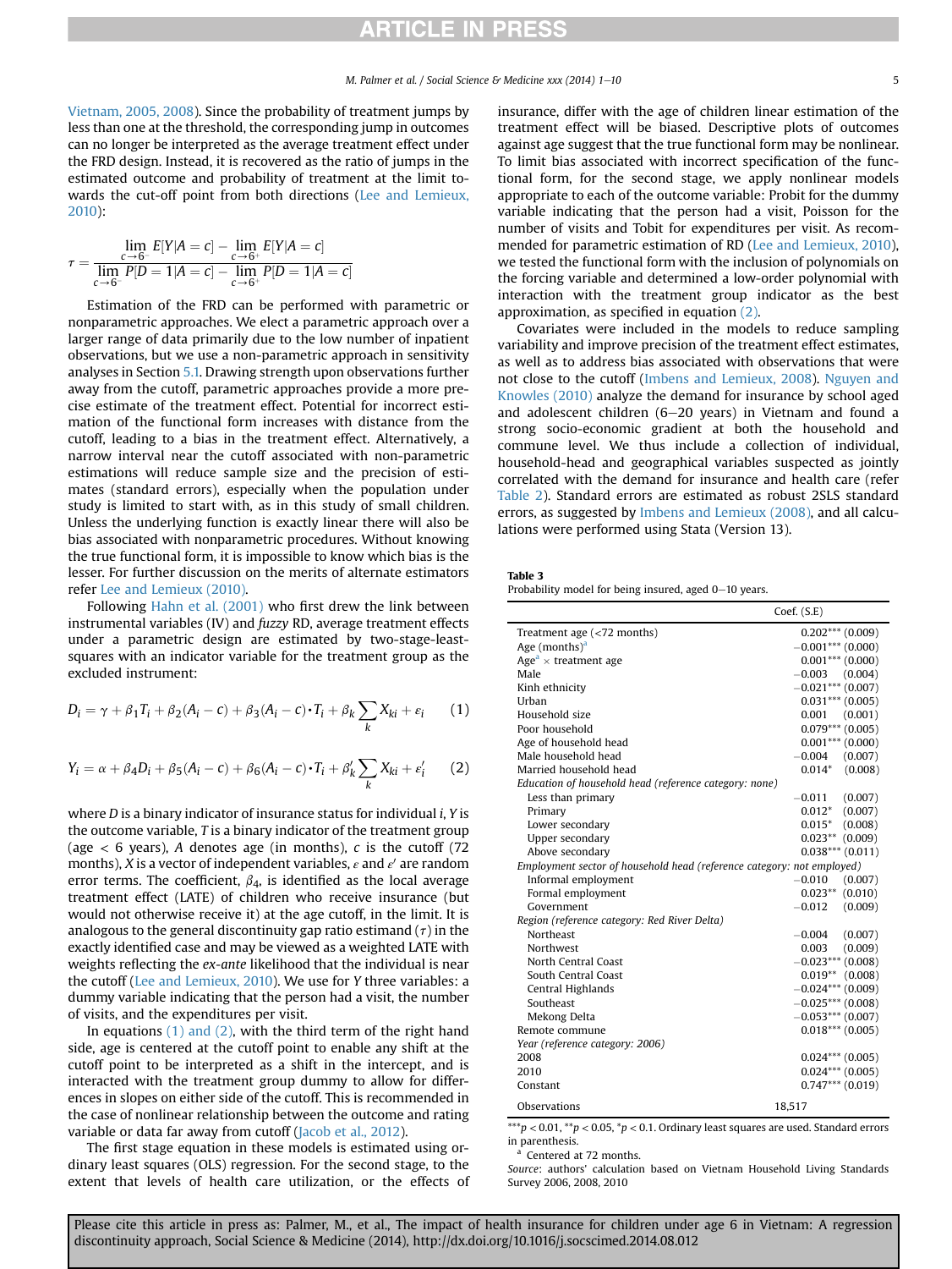Vietnam, 2005, 2008). Since the probability of treatment jumps by less than one at the threshold, the corresponding jump in outcomes can no longer be interpreted as the average treatment effect under the FRD design. Instead, it is recovered as the ratio of jumps in the estimated outcome and probability of treatment at the limit towards the cut-off point from both directions (Lee and Lemieux, 2010):

$$\tau = \frac{\lim\limits_{c \to 6^-} E[Y|A = c] - \lim\limits_{c \to 6^+} E[Y|A = c]}{\lim\limits_{c \to 6^-} P[D = 1|A = c] - \lim\limits_{c \to 6^+} P[D = 1|A = c]}$$

Estimation of the FRD can be performed with parametric or nonparametric approaches. We elect a parametric approach over a larger range of data primarily due to the low number of inpatient observations, but we use a non-parametric approach in sensitivity analyses in Section 5.1. Drawing strength upon observations further away from the cutoff, parametric approaches provide a more precise estimate of the treatment effect. Potential for incorrect estimation of the functional form increases with distance from the cutoff, leading to a bias in the treatment effect. Alternatively, a narrow interval near the cutoff associated with non-parametric estimations will reduce sample size and the precision of estimates (standard errors), especially when the population under study is limited to start with, as in this study of small children. Unless the underlying function is exactly linear there will also be bias associated with nonparametric procedures. Without knowing the true functional form, it is impossible to know which bias is the lesser. For further discussion on the merits of alternate estimators refer Lee and Lemieux (2010).

Following Hahn et al. (2001) who first drew the link between instrumental variables (IV) and *fuzzy* RD, average treatment effects under a parametric design are estimated by two-stage-least-squares with an indicator variable for the treatment group as the excluded instrument:

$$D_i = \gamma + \beta_1 T_i + \beta_2 (A_i - c) + \beta_3 (A_i - c) \cdot T_i + \beta_k \sum_k X_{ki} + \varepsilon_i \qquad (1)$$

$$Y_i = \alpha + \beta_4 D_i + \beta_5 (A_i - c) + \beta_6 (A_i - c) \cdot T_i + \beta_k' \sum_k X_{ki} + \varepsilon_i' \qquad (2)$$

where $D$ is a binary indicator of insurance status for individual $i$, $Y$ is the outcome variable, $T$ is a binary indicator of the treatment group (age < 6 years), $A$ denotes age (in months), $c$ is the cutoff (72 months), $X$ is a vector of independent variables, $\varepsilon$ and $\varepsilon'$ are random error terms. The coefficient, $\beta_4$, is identified as the local average treatment effect (LATE) of children who receive insurance (but would not otherwise receive it) at the age cutoff, in the limit. It is analogous to the general discontinuity gap ratio estimand ($\tau$) in the exactly identified case and may be viewed as a weighted LATE with weights reflecting the *ex-ante* likelihood that the individual is near the cutoff (Lee and Lemieux, 2010). We use for $Y$ three variables: a dummy variable indicating that the person had a visit, the number of visits, and the expenditures per visit.

In equations (1) and (2), with the third term of the right hand side, age is centered at the cutoff point to enable any shift at the cutoff point to be interpreted as a shift in the intercept, and is interacted with the treatment group dummy to allow for differences in slopes on either side of the cutoff. This is recommended in the case of nonlinear relationship between the outcome and rating variable or data far away from cutoff (Jacob et al., 2012).

The first stage equation in these models is estimated using ordinary least squares (OLS) regression. For the second stage, to the extent that levels of health care utilization, or the effects of insurance, differ with the age of children linear estimation of the treatment effect will be biased. Descriptive plots of outcomes against age suggest that the true functional form may be nonlinear. To limit bias associated with incorrect specification of the functional form, for the second stage, we apply nonlinear models appropriate to each of the outcome variable: Probit for the dummy variable indicating that the person had a visit, Poisson for the number of visits and Tobit for expenditures per visit. As recommended for parametric estimation of RD (Lee and Lemieux, 2010), we tested the functional form with the inclusion of polynomials on the forcing variable and determined a low-order polynomial with interaction with the treatment group indicator as the best approximation, as specified in equation (2).

Covariates were included in the models to reduce sampling variability and improve precision of the treatment effect estimates, as well as to address bias associated with observations that were not close to the cutoff (Imbens and Lemieux, 2008). Nguyen and Knowles (2010) analyze the demand for insurance by school aged and adolescent children (6–20 years) in Vietnam and found a strong socio-economic gradient at both the household and commune level. We thus include a collection of individual, household-head and geographical variables suspected as jointly correlated with the demand for insurance and health care (refer Table 2). Standard errors are estimated as robust 2SLS standard errors, as suggested by Imbens and Lemieux (2008), and all calculations were performed using Stata (Version 13).

**Table 3**
Probability model for being insured, aged 0–10 years.

| | Coef. (S.E) |
|---|---|
| Treatment age (<72 months) | 0.202*** (0.009) |
| Age (months)[a] | −0.001*** (0.000) |
| Age[a] × treatment age | 0.001*** (0.000) |
| Male | −0.003 (0.004) |
| Kinh ethnicity | −0.021*** (0.007) |
| Urban | 0.031*** (0.005) |
| Household size | 0.001 (0.001) |
| Poor household | 0.079*** (0.005) |
| Age of household head | 0.001*** (0.000) |
| Male household head | −0.004 (0.007) |
| Married household head | 0.014* (0.008) |
| *Education of household head (reference category: none)* | |
| Less than primary | −0.011 (0.007) |
| Primary | 0.012* (0.007) |
| Lower secondary | 0.015* (0.008) |
| Upper secondary | 0.023** (0.009) |
| Above secondary | 0.038*** (0.011) |
| *Employment sector of household head (reference category: not employed)* | |
| Informal employment | −0.010 (0.007) |
| Formal employment | 0.023** (0.010) |
| Government | −0.012 (0.009) |
| *Region (reference category: Red River Delta)* | |
| Northeast | −0.004 (0.007) |
| Northwest | 0.003 (0.009) |
| North Central Coast | −0.023*** (0.008) |
| South Central Coast | 0.019** (0.008) |
| Central Highlands | −0.024*** (0.009) |
| Southeast | −0.025*** (0.008) |
| Mekong Delta | −0.053*** (0.007) |
| Remote commune | 0.018*** (0.005) |
| *Year (reference category: 2006)* | |
| 2008 | 0.024*** (0.005) |
| 2010 | 0.024*** (0.005) |
| Constant | 0.747*** (0.019) |
| Observations | 18,517 |

***$p < 0.01$, **$p < 0.05$, *$p < 0.1$. Ordinary least squares are used. Standard errors in parenthesis.
[a] Centered at 72 months.
*Source*: authors' calculation based on Vietnam Household Living Standards Survey 2006, 2008, 2010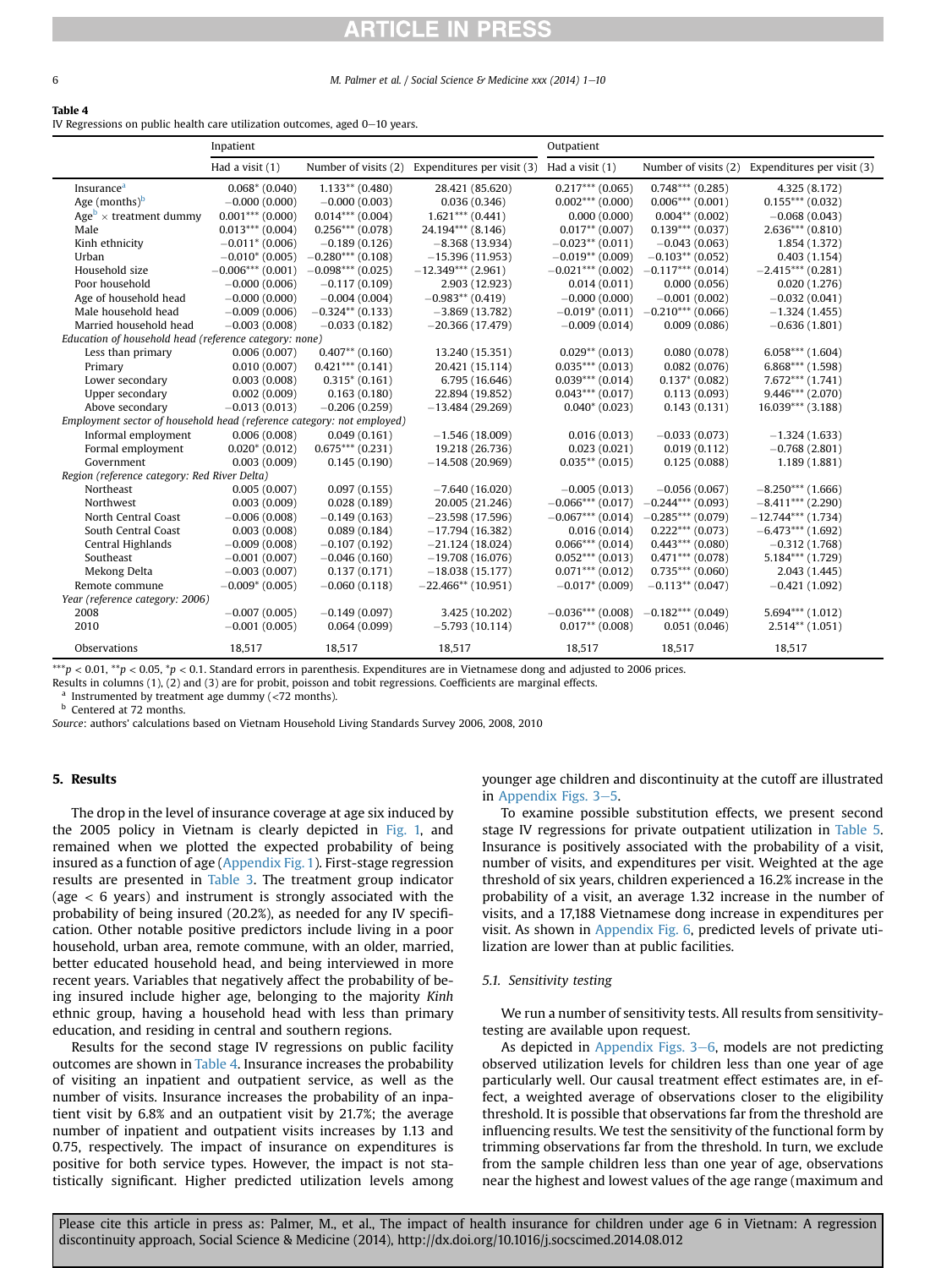**Table 4**
IV Regressions on public health care utilization outcomes, aged 0–10 years.

| | Inpatient | | | Outpatient | | |
|---|---|---|---|---|---|---|
| | Had a visit (1) | Number of visits (2) | Expenditures per visit (3) | Had a visit (1) | Number of visits (2) | Expenditures per visit (3) |
| Insurance[a] | 0.068* (0.040) | 1.133** (0.480) | 28.421 (85.620) | 0.217*** (0.065) | 0.748*** (0.285) | 4.325 (8.172) |
| Age (months)[b] | −0.000 (0.000) | −0.000 (0.003) | 0.036 (0.346) | 0.002*** (0.000) | 0.006*** (0.001) | 0.155*** (0.032) |
| Age[b] × treatment dummy | 0.001*** (0.000) | 0.014*** (0.004) | 1.621*** (0.441) | 0.000 (0.000) | 0.004** (0.002) | −0.068 (0.043) |
| Male | 0.013*** (0.004) | 0.256*** (0.078) | 24.194*** (8.146) | 0.017** (0.007) | 0.139*** (0.037) | 2.636*** (0.810) |
| Kinh ethnicity | −0.011* (0.006) | −0.189 (0.126) | −8.368 (13.934) | −0.023** (0.011) | −0.043 (0.063) | 1.854 (1.372) |
| Urban | −0.010* (0.005) | −0.280*** (0.108) | −15.396 (11.953) | −0.019** (0.009) | −0.103** (0.052) | 0.403 (1.154) |
| Household size | −0.006*** (0.001) | −0.098*** (0.025) | −12.349*** (2.961) | −0.021*** (0.002) | −0.117*** (0.014) | −2.415*** (0.281) |
| Poor household | −0.000 (0.006) | −0.117 (0.109) | 2.903 (12.923) | 0.014 (0.011) | 0.000 (0.056) | 0.020 (1.276) |
| Age of household head | −0.000 (0.000) | −0.004 (0.004) | −0.983** (0.419) | −0.000 (0.000) | −0.001 (0.002) | −0.032 (0.041) |
| Male household head | −0.009 (0.006) | −0.324** (0.133) | −3.869 (13.782) | −0.019* (0.011) | −0.210*** (0.066) | −1.324 (1.455) |
| Married household head | −0.003 (0.008) | −0.033 (0.182) | −20.366 (17.479) | −0.009 (0.014) | 0.009 (0.086) | −0.636 (1.801) |
| *Education of household head (reference category: none)* | | | | | | |
| Less than primary | 0.006 (0.007) | 0.407** (0.160) | 13.240 (15.351) | 0.029** (0.013) | 0.080 (0.078) | 6.058*** (1.604) |
| Primary | 0.010 (0.007) | 0.421*** (0.141) | 20.421 (15.114) | 0.035*** (0.013) | 0.082 (0.076) | 6.868*** (1.598) |
| Lower secondary | 0.003 (0.008) | 0.315* (0.161) | 6.795 (16.646) | 0.039*** (0.014) | 0.137* (0.082) | 7.672*** (1.741) |
| Upper secondary | 0.002 (0.009) | 0.163 (0.180) | 22.894 (19.852) | 0.043*** (0.017) | 0.113 (0.093) | 9.446*** (2.070) |
| Above secondary | −0.013 (0.013) | −0.206 (0.259) | −13.484 (29.269) | 0.040* (0.023) | 0.143 (0.131) | 16.039*** (3.188) |
| *Employment sector of household head (reference category: not employed)* | | | | | | |
| Informal employment | 0.006 (0.008) | 0.049 (0.161) | −1.546 (18.009) | 0.016 (0.013) | −0.033 (0.073) | −1.324 (1.633) |
| Formal employment | 0.020* (0.012) | 0.675*** (0.231) | 19.218 (26.736) | 0.023 (0.021) | 0.019 (0.112) | −0.768 (2.801) |
| Government | 0.003 (0.009) | 0.145 (0.190) | −14.508 (20.969) | 0.035** (0.015) | 0.125 (0.088) | 1.189 (1.881) |
| *Region (reference category: Red River Delta)* | | | | | | |
| Northeast | 0.005 (0.007) | 0.097 (0.155) | −7.640 (16.020) | −0.005 (0.013) | −0.056 (0.067) | −8.250*** (1.666) |
| Northwest | 0.003 (0.009) | 0.028 (0.189) | 20.005 (21.246) | −0.066*** (0.017) | −0.244*** (0.093) | −8.411*** (2.290) |
| North Central Coast | −0.006 (0.008) | −0.149 (0.163) | −23.598 (17.596) | −0.067*** (0.014) | −0.285*** (0.079) | −12.744*** (1.734) |
| South Central Coast | 0.003 (0.008) | 0.089 (0.184) | −17.794 (16.382) | 0.016 (0.014) | 0.222*** (0.073) | −6.473*** (1.692) |
| Central Highlands | −0.009 (0.008) | −0.107 (0.192) | −21.124 (18.024) | 0.066*** (0.014) | 0.443*** (0.080) | −0.312 (1.768) |
| Southeast | −0.001 (0.007) | −0.046 (0.160) | −19.708 (16.076) | 0.052*** (0.013) | 0.471*** (0.078) | 5.184*** (1.729) |
| Mekong Delta | −0.003 (0.007) | 0.137 (0.171) | −18.038 (15.177) | 0.071*** (0.012) | 0.735*** (0.060) | 2.043 (1.445) |
| Remote commune | −0.009* (0.005) | −0.060 (0.118) | −22.466** (10.951) | −0.017* (0.009) | −0.113** (0.047) | −0.421 (1.092) |
| *Year (reference category: 2006)* | | | | | | |
| 2008 | −0.007 (0.005) | −0.149 (0.097) | 3.425 (10.202) | −0.036*** (0.008) | −0.182*** (0.049) | 5.694*** (1.012) |
| 2010 | −0.001 (0.005) | 0.064 (0.099) | −5.793 (10.114) | 0.017** (0.008) | 0.051 (0.046) | 2.514** (1.051) |
| Observations | 18,517 | 18,517 | 18,517 | 18,517 | 18,517 | 18,517 |

***$p < 0.01$, **$p < 0.05$, *$p < 0.1$. Standard errors in parenthesis. Expenditures are in Vietnamese dong and adjusted to 2006 prices.
Results in columns (1), (2) and (3) are for probit, poisson and tobit regressions. Coefficients are marginal effects.
[a] Instrumented by treatment age dummy (<72 months).
[b] Centered at 72 months.
*Source*: authors' calculations based on Vietnam Household Living Standards Survey 2006, 2008, 2010

## 5. Results

The drop in the level of insurance coverage at age six induced by the 2005 policy in Vietnam is clearly depicted in Fig. 1, and remained when we plotted the expected probability of being insured as a function of age (Appendix Fig. 1). First-stage regression results are presented in Table 3. The treatment group indicator (age < 6 years) and instrument is strongly associated with the probability of being insured (20.2%), as needed for any IV specification. Other notable positive predictors include living in a poor household, urban area, remote commune, with an older, married, better educated household head, and being interviewed in more recent years. Variables that negatively affect the probability of being insured include higher age, belonging to the majority *Kinh* ethnic group, having a household head with less than primary education, and residing in central and southern regions.

Results for the second stage IV regressions on public facility outcomes are shown in Table 4. Insurance increases the probability of visiting an inpatient and outpatient service, as well as the number of visits. Insurance increases the probability of an inpatient visit by 6.8% and an outpatient visit by 21.7%; the average number of inpatient and outpatient visits increases by 1.13 and 0.75, respectively. The impact of insurance on expenditures is positive for both service types. However, the impact is not statistically significant. Higher predicted utilization levels among younger age children and discontinuity at the cutoff are illustrated in Appendix Figs. 3–5.

To examine possible substitution effects, we present second stage IV regressions for private outpatient utilization in Table 5. Insurance is positively associated with the probability of a visit, number of visits, and expenditures per visit. Weighted at the age threshold of six years, children experienced a 16.2% increase in the probability of a visit, an average 1.32 increase in the number of visits, and a 17,188 Vietnamese dong increase in expenditures per visit. As shown in Appendix Fig. 6, predicted levels of private utilization are lower than at public facilities.

### 5.1. Sensitivity testing

We run a number of sensitivity tests. All results from sensitivity-testing are available upon request.

As depicted in Appendix Figs. 3–6, models are not predicting observed utilization levels for children less than one year of age particularly well. Our causal treatment effect estimates are, in effect, a weighted average of observations closer to the eligibility threshold. It is possible that observations far from the threshold are influencing results. We test the sensitivity of the functional form by trimming observations far from the threshold. In turn, we exclude from the sample children less than one year of age, observations near the highest and lowest values of the age range (maximum and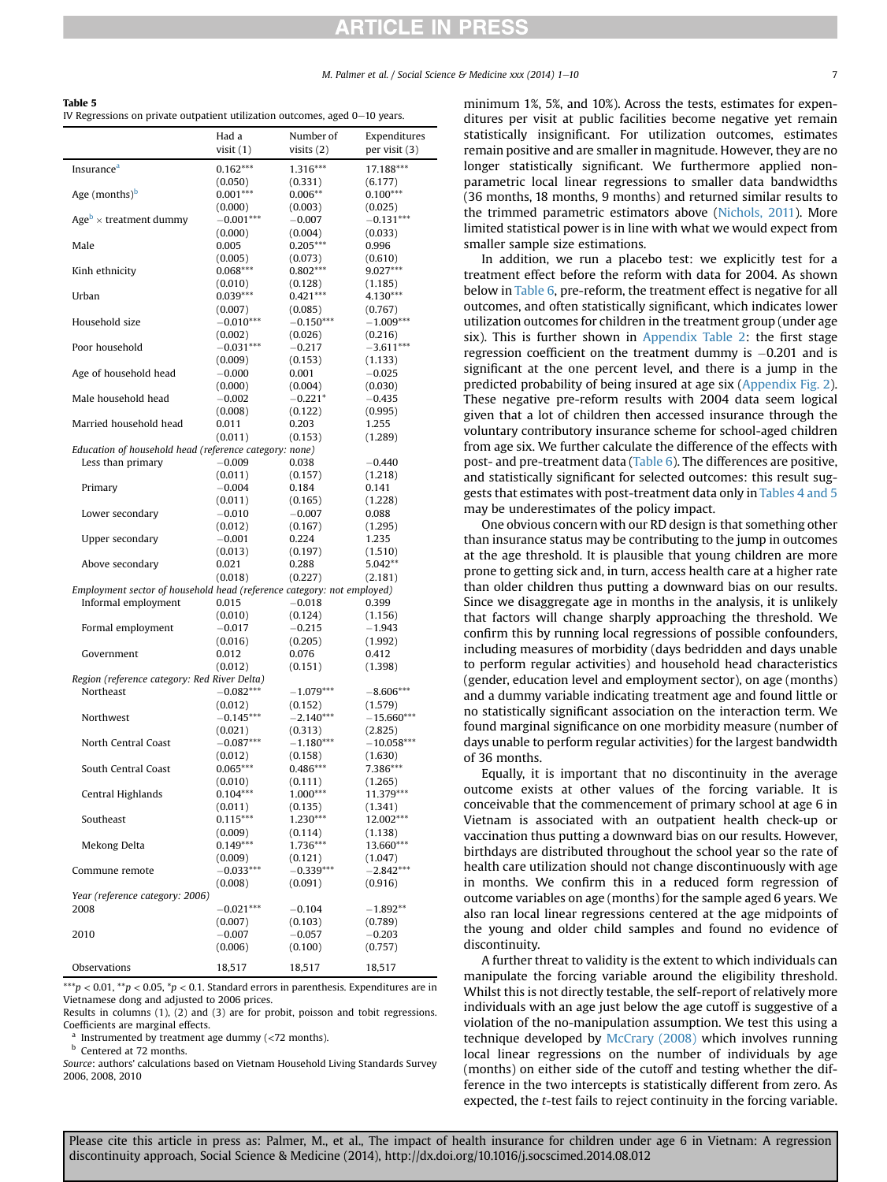**Table 5**
IV Regressions on private outpatient utilization outcomes, aged 0–10 years.

| | Had a visit (1) | Number of visits (2) | Expenditures per visit (3) |
|---|---|---|---|
| Insurance[a] | 0.162*** | 1.316*** | 17.188*** |
| | (0.050) | (0.331) | (6.177) |
| Age (months)[b] | 0.001*** | 0.006** | 0.100*** |
| | (0.000) | (0.003) | (0.025) |
| Age[b] × treatment dummy | −0.001*** | −0.007 | −0.131*** |
| | (0.000) | (0.004) | (0.033) |
| Male | 0.005 | 0.205*** | 0.996 |
| | (0.005) | (0.073) | (0.610) |
| Kinh ethnicity | 0.068*** | 0.802*** | 9.027*** |
| | (0.010) | (0.128) | (1.185) |
| Urban | 0.039*** | 0.421*** | 4.130*** |
| | (0.007) | (0.085) | (0.767) |
| Household size | −0.010*** | −0.150*** | −1.009*** |
| | (0.002) | (0.026) | (0.216) |
| Poor household | −0.031*** | −0.217 | −3.611*** |
| | (0.009) | (0.153) | (1.133) |
| Age of household head | −0.000 | 0.001 | −0.025 |
| | (0.000) | (0.004) | (0.030) |
| Male household head | −0.002 | −0.221* | −0.435 |
| | (0.008) | (0.122) | (0.995) |
| Married household head | 0.011 | 0.203 | 1.255 |
| | (0.011) | (0.153) | (1.289) |
| *Education of household head (reference category: none)* | | | |
| Less than primary | −0.009 | 0.038 | −0.440 |
| | (0.011) | (0.157) | (1.218) |
| Primary | −0.004 | 0.184 | 0.141 |
| | (0.011) | (0.165) | (1.228) |
| Lower secondary | −0.010 | −0.007 | 0.088 |
| | (0.012) | (0.167) | (1.295) |
| Upper secondary | −0.001 | 0.224 | 1.235 |
| | (0.013) | (0.197) | (1.510) |
| Above secondary | 0.021 | 0.288 | 5.042** |
| | (0.018) | (0.227) | (2.181) |
| *Employment sector of household head (reference category: not employed)* | | | |
| Informal employment | 0.015 | −0.018 | 0.399 |
| | (0.010) | (0.124) | (1.156) |
| Formal employment | −0.017 | −0.215 | −1.943 |
| | (0.016) | (0.205) | (1.992) |
| Government | 0.012 | 0.076 | 0.412 |
| | (0.012) | (0.151) | (1.398) |
| *Region (reference category: Red River Delta)* | | | |
| Northeast | −0.082*** | −1.079*** | −8.606*** |
| | (0.012) | (0.152) | (1.579) |
| Northwest | −0.145*** | −2.140*** | −15.660*** |
| | (0.021) | (0.313) | (2.825) |
| North Central Coast | −0.087*** | −1.180*** | −10.058*** |
| | (0.012) | (0.158) | (1.630) |
| South Central Coast | 0.065*** | 0.486*** | 7.386*** |
| | (0.010) | (0.111) | (1.265) |
| Central Highlands | 0.104*** | 1.000*** | 11.379*** |
| | (0.011) | (0.135) | (1.341) |
| Southeast | 0.115*** | 1.230*** | 12.002*** |
| | (0.009) | (0.114) | (1.138) |
| Mekong Delta | 0.149*** | 1.736*** | 13.660*** |
| | (0.009) | (0.121) | (1.047) |
| Commune remote | −0.033*** | −0.339*** | −2.842*** |
| | (0.008) | (0.091) | (0.916) |
| *Year (reference category: 2006)* | | | |
| 2008 | −0.021*** | −0.104 | −1.892** |
| | (0.007) | (0.103) | (0.789) |
| 2010 | −0.007 | −0.057 | −0.203 |
| | (0.006) | (0.100) | (0.757) |
| Observations | 18,517 | 18,517 | 18,517 |

***$p < 0.01$, **$p < 0.05$, *$p < 0.1$. Standard errors in parenthesis. Expenditures are in Vietnamese dong and adjusted to 2006 prices.
Results in columns (1), (2) and (3) are for probit, poisson and tobit regressions. Coefficients are marginal effects.
[a] Instrumented by treatment age dummy (<72 months).
[b] Centered at 72 months.
*Source*: authors' calculations based on Vietnam Household Living Standards Survey 2006, 2008, 2010

minimum 1%, 5%, and 10%). Across the tests, estimates for expenditures per visit at public facilities become negative yet remain statistically insignificant. For utilization outcomes, estimates remain positive and are smaller in magnitude. However, they are no longer statistically significant. We furthermore applied non-parametric local linear regressions to smaller data bandwidths (36 months, 18 months, 9 months) and returned similar results to the trimmed parametric estimators above (Nichols, 2011). More limited statistical power is in line with what we would expect from smaller sample size estimations.

In addition, we run a placebo test: we explicitly test for a treatment effect before the reform with data for 2004. As shown below in Table 6, pre-reform, the treatment effect is negative for all outcomes, and often statistically significant, which indicates lower utilization outcomes for children in the treatment group (under age six). This is further shown in Appendix Table 2: the first stage regression coefficient on the treatment dummy is −0.201 and is significant at the one percent level, and there is a jump in the predicted probability of being insured at age six (Appendix Fig. 2). These negative pre-reform results with 2004 data seem logical given that a lot of children then accessed insurance through the voluntary contributory insurance scheme for school-aged children from age six. We further calculate the difference of the effects with post- and pre-treatment data (Table 6). The differences are positive, and statistically significant for selected outcomes: this result suggests that estimates with post-treatment data only in Tables 4 and 5 may be underestimates of the policy impact.

One obvious concern with our RD design is that something other than insurance status may be contributing to the jump in outcomes at the age threshold. It is plausible that young children are more prone to getting sick and, in turn, access health care at a higher rate than older children thus putting a downward bias on our results. Since we disaggregate age in months in the analysis, it is unlikely that factors will change sharply approaching the threshold. We confirm this by running local regressions of possible confounders, including measures of morbidity (days bedridden and days unable to perform regular activities) and household head characteristics (gender, education level and employment sector), on age (months) and a dummy variable indicating treatment age and found little or no statistically significant association on the interaction term. We found marginal significance on one morbidity measure (number of days unable to perform regular activities) for the largest bandwidth of 36 months.

Equally, it is important that no discontinuity in the average outcome exists at other values of the forcing variable. It is conceivable that the commencement of primary school at age 6 in Vietnam is associated with an outpatient health check-up or vaccination thus putting a downward bias on our results. However, birthdays are distributed throughout the school year so the rate of health care utilization should not change discontinuously with age in months. We confirm this in a reduced form regression of outcome variables on age (months) for the sample aged 6 years. We also ran local linear regressions centered at the age midpoints of the young and older child samples and found no evidence of discontinuity.

A further threat to validity is the extent to which individuals can manipulate the forcing variable around the eligibility threshold. Whilst this is not directly testable, the self-report of relatively more individuals with an age just below the age cutoff is suggestive of a violation of the no-manipulation assumption. We test this using a technique developed by McCrary (2008) which involves running local linear regressions on the number of individuals by age (months) on either side of the cutoff and testing whether the difference in the two intercepts is statistically different from zero. As expected, the $t$-test fails to reject continuity in the forcing variable.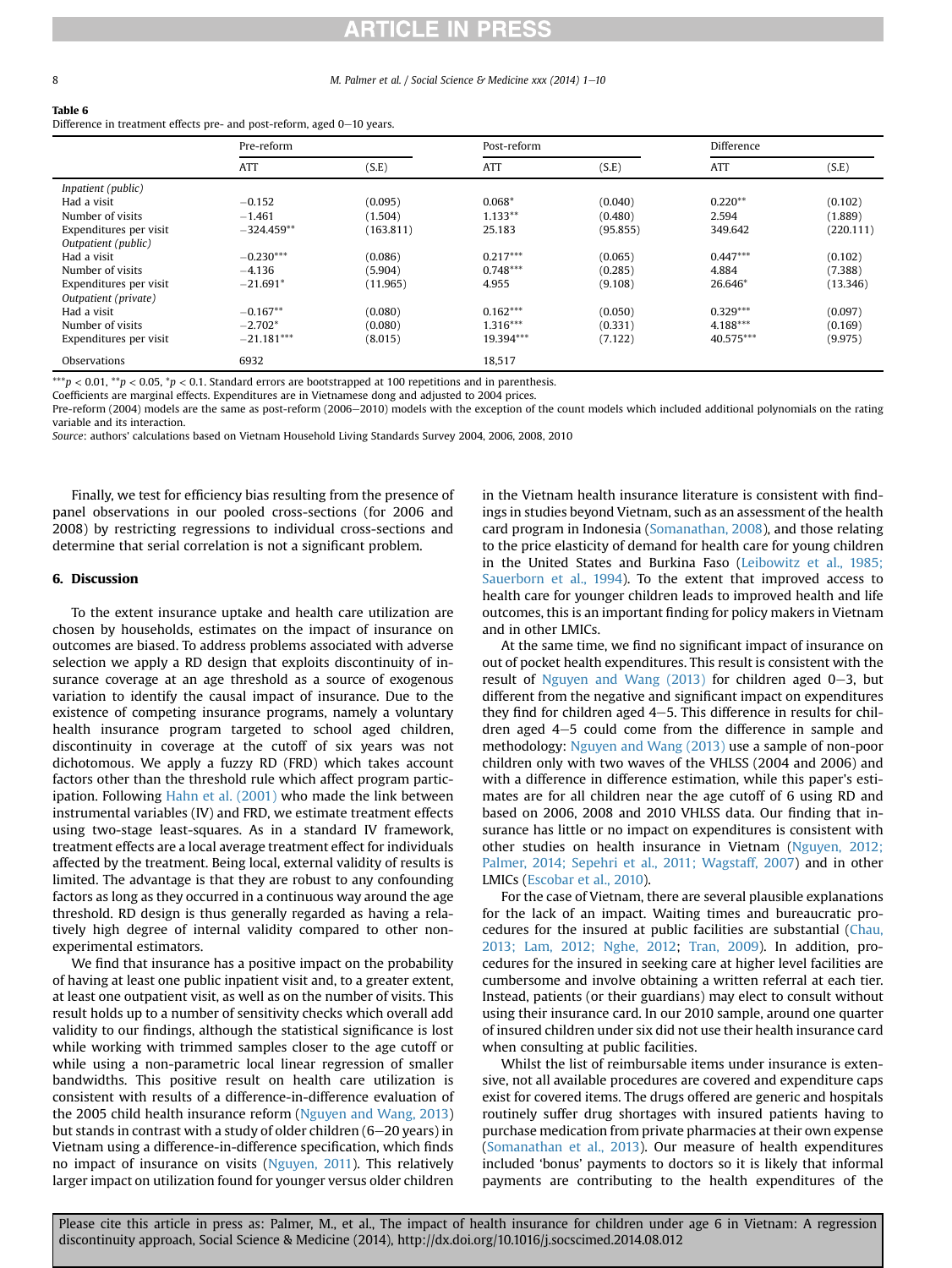**Table 6**
Difference in treatment effects pre- and post-reform, aged 0–10 years.

| | Pre-reform | | Post-reform | | Difference | |
|---|---|---|---|---|---|---|
| | ATT | (S.E) | ATT | (S.E) | ATT | (S.E) |
| *Inpatient (public)* | | | | | | |
| Had a visit | −0.152 | (0.095) | 0.068* | (0.040) | 0.220** | (0.102) |
| Number of visits | −1.461 | (1.504) | 1.133** | (0.480) | 2.594 | (1.889) |
| Expenditures per visit | −324.459** | (163.811) | 25.183 | (95.855) | 349.642 | (220.111) |
| *Outpatient (public)* | | | | | | |
| Had a visit | −0.230*** | (0.086) | 0.217*** | (0.065) | 0.447*** | (0.102) |
| Number of visits | −4.136 | (5.904) | 0.748*** | (0.285) | 4.884 | (7.388) |
| Expenditures per visit | −21.691* | (11.965) | 4.955 | (9.108) | 26.646* | (13.346) |
| *Outpatient (private)* | | | | | | |
| Had a visit | −0.167** | (0.080) | 0.162*** | (0.050) | 0.329*** | (0.097) |
| Number of visits | −2.702* | (0.080) | 1.316*** | (0.331) | 4.188*** | (0.169) |
| Expenditures per visit | −21.181*** | (8.015) | 19.394*** | (7.122) | 40.575*** | (9.975) |
| Observations | 6932 | | 18,517 | | | |

***$p < 0.01$, **$p < 0.05$, *$p < 0.1$. Standard errors are bootstrapped at 100 repetitions and in parenthesis.
Coefficients are marginal effects. Expenditures are in Vietnamese dong and adjusted to 2004 prices.
Pre-reform (2004) models are the same as post-reform (2006–2010) models with the exception of the count models which included additional polynomials on the rating variable and its interaction.
*Source*: authors' calculations based on Vietnam Household Living Standards Survey 2004, 2006, 2008, 2010

Finally, we test for efficiency bias resulting from the presence of panel observations in our pooled cross-sections (for 2006 and 2008) by restricting regressions to individual cross-sections and determine that serial correlation is not a significant problem.

## 6. Discussion

To the extent insurance uptake and health care utilization are chosen by households, estimates on the impact of insurance on outcomes are biased. To address problems associated with adverse selection we apply a RD design that exploits discontinuity of insurance coverage at an age threshold as a source of exogenous variation to identify the causal impact of insurance. Due to the existence of competing insurance programs, namely a voluntary health insurance program targeted to school aged children, discontinuity in coverage at the cutoff of six years was not dichotomous. We apply a fuzzy RD (FRD) which takes account factors other than the threshold rule which affect program participation. Following Hahn et al. (2001) who made the link between instrumental variables (IV) and FRD, we estimate treatment effects using two-stage least-squares. As in a standard IV framework, treatment effects are a local average treatment effect for individuals affected by the treatment. Being local, external validity of results is limited. The advantage is that they are robust to any confounding factors as long as they occurred in a continuous way around the age threshold. RD design is thus generally regarded as having a relatively high degree of internal validity compared to other non-experimental estimators.

We find that insurance has a positive impact on the probability of having at least one public inpatient visit and, to a greater extent, at least one outpatient visit, as well as on the number of visits. This result holds up to a number of sensitivity checks which overall add validity to our findings, although the statistical significance is lost while working with trimmed samples closer to the age cutoff or while using a non-parametric local linear regression of smaller bandwidths. This positive result on health care utilization is consistent with results of a difference-in-difference evaluation of the 2005 child health insurance reform (Nguyen and Wang, 2013) but stands in contrast with a study of older children (6–20 years) in Vietnam using a difference-in-difference specification, which finds no impact of insurance on visits (Nguyen, 2011). This relatively larger impact on utilization found for younger versus older children in the Vietnam health insurance literature is consistent with findings in studies beyond Vietnam, such as an assessment of the health card program in Indonesia (Somanathan, 2008), and those relating to the price elasticity of demand for health care for young children in the United States and Burkina Faso (Leibowitz et al., 1985; Sauerborn et al., 1994). To the extent that improved access to health care for younger children leads to improved health and life outcomes, this is an important finding for policy makers in Vietnam and in other LMICs.

At the same time, we find no significant impact of insurance on out of pocket health expenditures. This result is consistent with the result of Nguyen and Wang (2013) for children aged 0–3, but different from the negative and significant impact on expenditures they find for children aged 4–5. This difference in results for children aged 4–5 could come from the difference in sample and methodology: Nguyen and Wang (2013) use a sample of non-poor children only with two waves of the VHLSS (2004 and 2006) and with a difference in difference estimation, while this paper's estimates are for all children near the age cutoff of 6 using RD and based on 2006, 2008 and 2010 VHLSS data. Our finding that insurance has little or no impact on expenditures is consistent with other studies on health insurance in Vietnam (Nguyen, 2012; Palmer, 2014; Sepehri et al., 2011; Wagstaff, 2007) and in other LMICs (Escobar et al., 2010).

For the case of Vietnam, there are several plausible explanations for the lack of an impact. Waiting times and bureaucratic procedures for the insured at public facilities are substantial (Chau, 2013; Lam, 2012; Nghe, 2012; Tran, 2009). In addition, procedures for the insured in seeking care at higher level facilities are cumbersome and involve obtaining a written referral at each tier. Instead, patients (or their guardians) may elect to consult without using their insurance card. In our 2010 sample, around one quarter of insured children under six did not use their health insurance card when consulting at public facilities.

Whilst the list of reimbursable items under insurance is extensive, not all available procedures are covered and expenditure caps exist for covered items. The drugs offered are generic and hospitals routinely suffer drug shortages with insured patients having to purchase medication from private pharmacies at their own expense (Somanathan et al., 2013). Our measure of health expenditures included 'bonus' payments to doctors so it is likely that informal payments are contributing to the health expenditures of the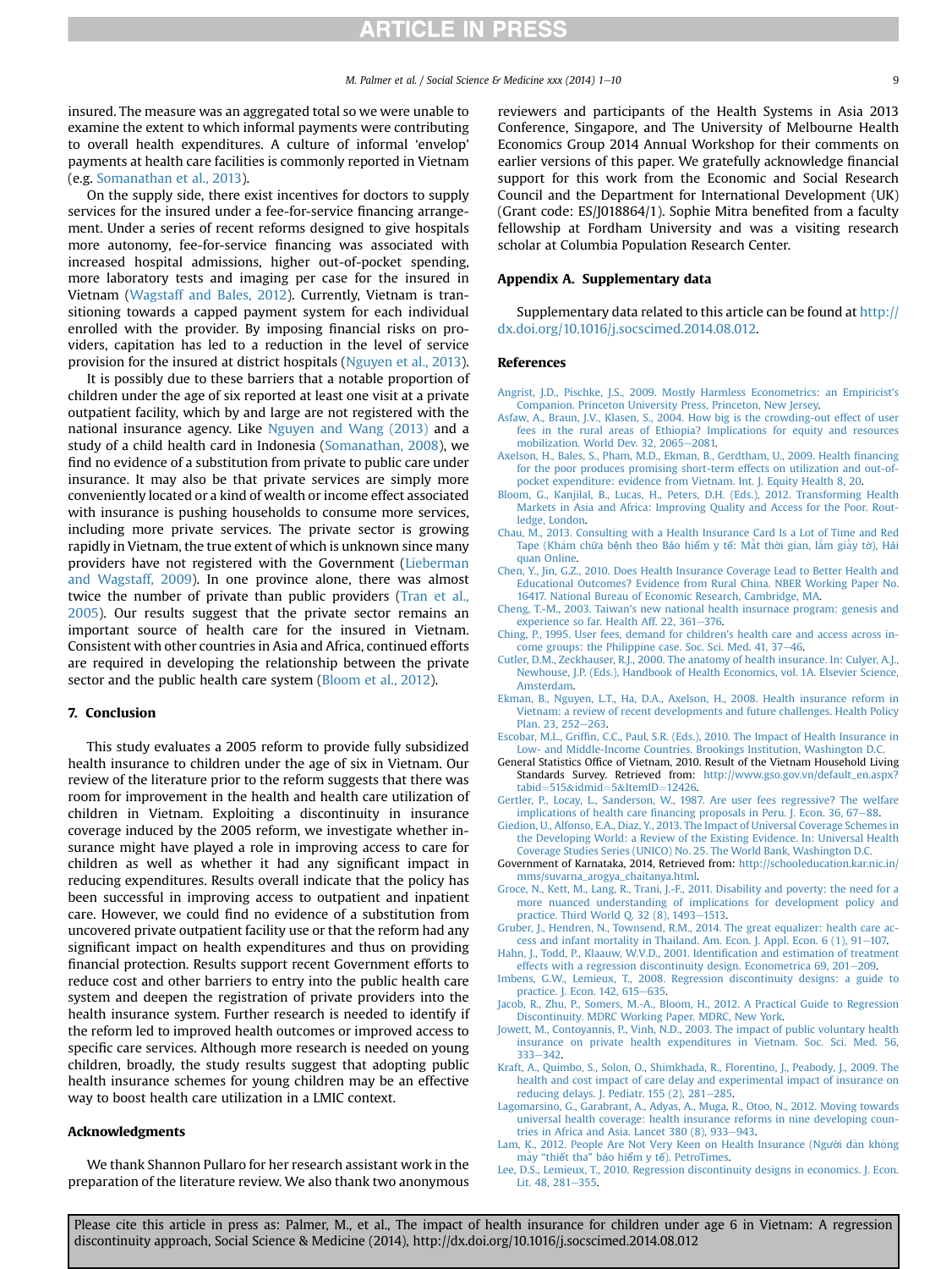insured. The measure was an aggregated total so we were unable to examine the extent to which informal payments were contributing to overall health expenditures. A culture of informal 'envelop' payments at health care facilities is commonly reported in Vietnam (e.g. Somanathan et al., 2013).

On the supply side, there exist incentives for doctors to supply services for the insured under a fee-for-service financing arrangement. Under a series of recent reforms designed to give hospitals more autonomy, fee-for-service financing was associated with increased hospital admissions, higher out-of-pocket spending, more laboratory tests and imaging per case for the insured in Vietnam (Wagstaff and Bales, 2012). Currently, Vietnam is transitioning towards a capped payment system for each individual enrolled with the provider. By imposing financial risks on providers, capitation has led to a reduction in the level of service provision for the insured at district hospitals (Nguyen et al., 2013).

It is possibly due to these barriers that a notable proportion of children under the age of six reported at least one visit at a private outpatient facility, which by and large are not registered with the national insurance agency. Like Nguyen and Wang (2013) and a study of a child health card in Indonesia (Somanathan, 2008), we find no evidence of a substitution from private to public care under insurance. It may also be that private services are simply more conveniently located or a kind of wealth or income effect associated with insurance is pushing households to consume more services, including more private services. The private sector is growing rapidly in Vietnam, the true extent of which is unknown since many providers have not registered with the Government (Lieberman and Wagstaff, 2009). In one province alone, there was almost twice the number of private than public providers (Tran et al., 2005). Our results suggest that the private sector remains an important source of health care for the insured in Vietnam. Consistent with other countries in Asia and Africa, continued efforts are required in developing the relationship between the private sector and the public health care system (Bloom et al., 2012).

## 7. Conclusion

This study evaluates a 2005 reform to provide fully subsidized health insurance to children under the age of six in Vietnam. Our review of the literature prior to the reform suggests that there was room for improvement in the health and health care utilization of children in Vietnam. Exploiting a discontinuity in insurance coverage induced by the 2005 reform, we investigate whether insurance might have played a role in improving access to care for children as well as whether it had any significant impact in reducing expenditures. Results overall indicate that the policy has been successful in improving access to outpatient and inpatient care. However, we could find no evidence of a substitution from uncovered private outpatient facility use or that the reform had any significant impact on health expenditures and thus on providing financial protection. Results support recent Government efforts to reduce cost and other barriers to entry into the public health care system and deepen the registration of private providers into the health insurance system. Further research is needed to identify if the reform led to improved health outcomes or improved access to specific care services. Although more research is needed on young children, broadly, the study results suggest that adopting public health insurance schemes for young children may be an effective way to boost health care utilization in a LMIC context.

## Acknowledgments

We thank Shannon Pullaro for her research assistant work in the preparation of the literature review. We also thank two anonymous reviewers and participants of the Health Systems in Asia 2013 Conference, Singapore, and The University of Melbourne Health Economics Group 2014 Annual Workshop for their comments on earlier versions of this paper. We gratefully acknowledge financial support for this work from the Economic and Social Research Council and the Department for International Development (UK) (Grant code: ES/J018864/1). Sophie Mitra benefited from a faculty fellowship at Fordham University and was a visiting research scholar at Columbia Population Research Center.

## Appendix A. Supplementary data

Supplementary data related to this article can be found at http://dx.doi.org/10.1016/j.socscimed.2014.08.012.

## References

Angrist, J.D., Pischke, J.S., 2009. Mostly Harmless Econometrics: an Empiricist's Companion. Princeton University Press, Princeton, New Jersey.

Asfaw, A., Braun, J.V., Klasen, S., 2004. How big is the crowding-out effect of user fees in the rural areas of Ethiopia? Implications for equity and resources mobilization. World Dev. 32, 2065–2081.

Axelson, H., Bales, S., Pham, M.D., Ekman, B., Gerdtham, U., 2009. Health financing for the poor produces promising short-term effects on utilization and out-of-pocket expenditure: evidence from Vietnam. Int. J. Equity Health 8, 20.

Bloom, G., Kanjilal, B., Lucas, H., Peters, D.H. (Eds.), 2012. Transforming Health Markets in Asia and Africa: Improving Quality and Access for the Poor. Routledge, London.

Chau, M., 2013. Consulting with a Health Insurance Card Is a Lot of Time and Red Tape (Khám chữa bệnh theo Bảo hiểm y tế: Mất thời gian, lắm giấy tờ), Hải quan Online.

Chen, Y., Jin, G.Z., 2010. Does Health Insurance Coverage Lead to Better Health and Educational Outcomes? Evidence from Rural China. NBER Working Paper No. 16417. National Bureau of Economic Research, Cambridge, MA.

Cheng, T.-M., 2003. Taiwan's new national health insurnace program: genesis and experience so far. Health Aff. 22, 361–376.

Ching, P., 1995. User fees, demand for children's health care and access across income groups: the Philippine case. Soc. Sci. Med. 41, 37–46.

Cutler, D.M., Zeckhauser, R.J., 2000. The anatomy of health insurance. In: Culyer, A.J., Newhouse, J.P. (Eds.), Handbook of Health Economics, vol. 1A. Elsevier Science, Amsterdam.

Ekman, B., Nguyen, L.T., Ha, D.A., Axelson, H., 2008. Health insurance reform in Vietnam: a review of recent developments and future challenges. Health Policy Plan. 23, 252–263.

Escobar, M.L., Griffin, C.C., Paul, S.R. (Eds.), 2010. The Impact of Health Insurance in Low- and Middle-Income Countries. Brookings Institution, Washington D.C.

General Statistics Office of Vietnam, 2010. Result of the Vietnam Household Living Standards Survey. Retrieved from: http://www.gso.gov.vn/default_en.aspx?tabid=515&idmid=5&ItemID=12426.

Gertler, P., Locay, L., Sanderson, W., 1987. Are user fees regressive? The welfare implications of health care financing proposals in Peru. J. Econ. 36, 67–88.

Giedion, U., Alfonso, E.A., Diaz, Y., 2013. The Impact of Universal Coverage Schemes in the Developing World: a Review of the Existing Evidence. In: Universal Health Coverage Studies Series (UNICO) No. 25. The World Bank, Washington D.C.

Government of Karnataka, 2014, Retrieved from: http://schooleducation.kar.nic.in/mms/suvarna_arogya_chaitanya.html.

Groce, N., Kett, M., Lang, R., Trani, J.-F., 2011. Disability and poverty: the need for a more nuanced understanding of implications for development policy and practice. Third World Q. 32 (8), 1493–1513.

Gruber, J., Hendren, N., Townsend, R.M., 2014. The great equalizer: health care access and infant mortality in Thailand. Am. Econ. J. Appl. Econ. 6 (1), 91–107.

Hahn, J., Todd, P., Klaauw, W.V.D., 2001. Identification and estimation of treatment effects with a regression discontinuity design. Econometrica 69, 201–209.

Imbens, G.W., Lemieux, T., 2008. Regression discontinuity designs: a guide to practice. J. Econ. 142, 615–635.

Jacob, R., Zhu, P., Somers, M.-A., Bloom, H., 2012. A Practical Guide to Regression Discontinuity. MDRC Working Paper. MDRC, New York.

Jowett, M., Contoyannis, P., Vinh, N.D., 2003. The impact of public voluntary health insurance on private health expenditures in Vietnam. Soc. Sci. Med. 56, 333–342.

Kraft, A., Quimbo, S., Solon, O., Shimkhada, R., Florentino, J., Peabody, J., 2009. The health and cost impact of care delay and experimental impact of insurance on reducing delays. J. Pediatr. 155 (2), 281–285.

Lagomarsino, G., Garabrant, A., Adyas, A., Muga, R., Otoo, N., 2012. Moving towards universal health coverage: health insurance reforms in nine developing countries in Africa and Asia. Lancet 380 (8), 933–943.

Lam, K., 2012. People Are Not Very Keen on Health Insurance (Người dân không mấy "thiết tha" bảo hiểm y tế). PetroTimes.

Lee, D.S., Lemieux, T., 2010. Regression discontinuity designs in economics. J. Econ. Lit. 48, 281–355.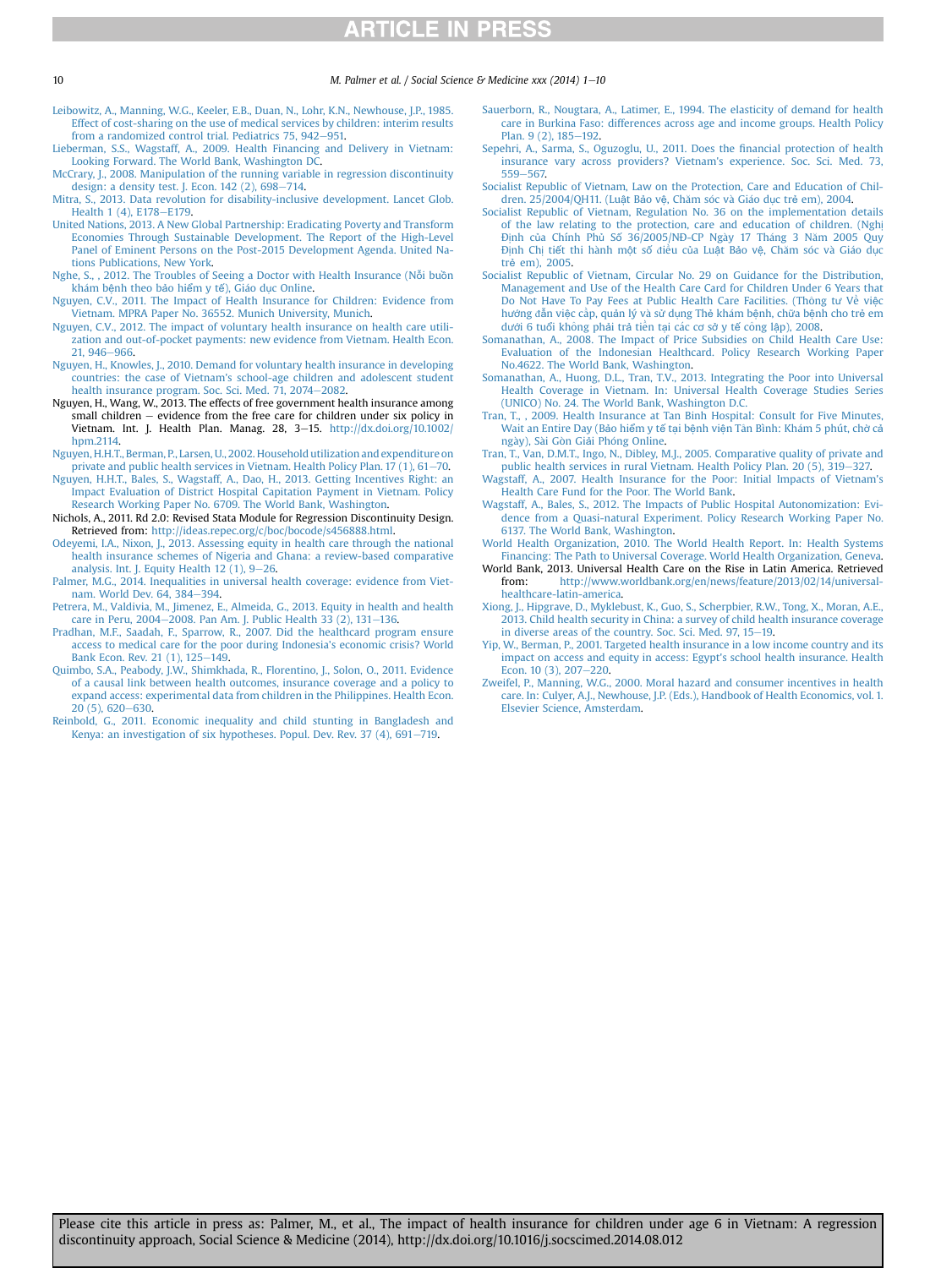Leibowitz, A., Manning, W.G., Keeler, E.B., Duan, N., Lohr, K.N., Newhouse, J.P., 1985. Effect of cost-sharing on the use of medical services by children: interim results from a randomized control trial. Pediatrics 75, 942–951.

Lieberman, S.S., Wagstaff, A., 2009. Health Financing and Delivery in Vietnam: Looking Forward. The World Bank, Washington DC.

McCrary, J., 2008. Manipulation of the running variable in regression discontinuity design: a density test. J. Econ. 142 (2), 698–714.

Mitra, S., 2013. Data revolution for disability-inclusive development. Lancet Glob. Health 1 (4), E178–E179.

United Nations, 2013. A New Global Partnership: Eradicating Poverty and Transform Economies Through Sustainable Development. The Report of the High-Level Panel of Eminent Persons on the Post-2015 Development Agenda. United Nations Publications, New York.

Nghe, S., , 2012. The Troubles of Seeing a Doctor with Health Insurance (Nỗi buồn khám bệnh theo bảo hiểm y tế), Giáo dục Online.

Nguyen, C.V., 2011. The Impact of Health Insurance for Children: Evidence from Vietnam. MPRA Paper No. 36552. Munich University, Munich.

Nguyen, C.V., 2012. The impact of voluntary health insurance on health care utilization and out-of-pocket payments: new evidence from Vietnam. Health Econ. 21, 946–966.

Nguyen, H., Knowles, J., 2010. Demand for voluntary health insurance in developing countries: the case of Vietnam's school-age children and adolescent student health insurance program. Soc. Sci. Med. 71, 2074–2082.

Nguyen, H., Wang, W., 2013. The effects of free government health insurance among small children – evidence from the free care for children under six policy in Vietnam. Int. J. Health Plan. Manag. 28, 3–15. http://dx.doi.org/10.1002/hpm.2114.

Nguyen, H.H.T., Berman, P., Larsen, U., 2002. Household utilization and expenditure on private and public health services in Vietnam. Health Policy Plan. 17 (1), 61–70.

Nguyen, H.H.T., Bales, S., Wagstaff, A., Dao, H., 2013. Getting Incentives Right: an Impact Evaluation of District Hospital Capitation Payment in Vietnam. Policy Research Working Paper No. 6709. The World Bank, Washington.

Nichols, A., 2011. Rd 2.0: Revised Stata Module for Regression Discontinuity Design. Retrieved from: http://ideas.repec.org/c/boc/bocode/s456888.html.

Odeyemi, I.A., Nixon, J., 2013. Assessing equity in health care through the national health insurance schemes of Nigeria and Ghana: a review-based comparative analysis. Int. J. Equity Health 12 (1), 9–26.

Palmer, M.G., 2014. Inequalities in universal health coverage: evidence from Vietnam. World Dev. 64, 384–394.

Petrera, M., Valdivia, M., Jimenez, E., Almeida, G., 2013. Equity in health and health care in Peru, 2004–2008. Pan Am. J. Public Health 33 (2), 131–136.

Pradhan, M.F., Saadah, F., Sparrow, R., 2007. Did the healthcard program ensure access to medical care for the poor during Indonesia's economic crisis? World Bank Econ. Rev. 21 (1), 125–149.

Quimbo, S.A., Peabody, J.W., Shimkhada, R., Florentino, J., Solon, O., 2011. Evidence of a causal link between health outcomes, insurance coverage and a policy to expand access: experimental data from children in the Philippines. Health Econ. 20 (5), 620–630.

Reinbold, G., 2011. Economic inequality and child stunting in Bangladesh and Kenya: an investigation of six hypotheses. Popul. Dev. Rev. 37 (4), 691–719.

Sauerborn, R., Nougtara, A., Latimer, E., 1994. The elasticity of demand for health care in Burkina Faso: differences across age and income groups. Health Policy Plan. 9 (2), 185–192.

Sepehri, A., Sarma, S., Oguzoglu, U., 2011. Does the financial protection of health insurance vary across providers? Vietnam's experience. Soc. Sci. Med. 73, 559–567.

Socialist Republic of Vietnam, Law on the Protection, Care and Education of Children. 25/2004/QH11. (Luật Bảo vệ, Chăm sóc và Giáo dục trẻ em), 2004.

Socialist Republic of Vietnam, Regulation No. 36 on the implementation details of the law relating to the protection, care and education of children. (Nghị Định của Chính Phủ Số 36/2005/NĐ-CP Ngày 17 Tháng 3 Năm 2005 Quy Định Chị tiết thi hành một số điều của Luật Bảo vệ, Chăm sóc và Giáo dục trẻ em), 2005.

Socialist Republic of Vietnam, Circular No. 29 on Guidance for the Distribution, Management and Use of the Health Care Card for Children Under 6 Years that Do Not Have To Pay Fees at Public Health Care Facilities. (Thông tư Về việc hướng dẫn việc cấp, quản lý và sử dụng Thẻ khám bệnh, chữa bệnh cho trẻ em dưới 6 tuổi không phải trả tiền tại các cơ sở y tế công lập), 2008.

Somanathan, A., 2008. The Impact of Price Subsidies on Child Health Care Use: Evaluation of the Indonesian Healthcard. Policy Research Working Paper No.4622. The World Bank, Washington.

Somanathan, A., Huong, D.L., Tran, T.V., 2013. Integrating the Poor into Universal Health Coverage in Vietnam. In: Universal Health Coverage Studies Series (UNICO) No. 24. The World Bank, Washington D.C.

Tran, T., , 2009. Health Insurance at Tan Binh Hospital: Consult for Five Minutes, Wait an Entire Day (Bảo hiểm y tế tại bệnh viện Tân Bình: Khám 5 phút, chờ cả ngày), Sài Gòn Giải Phóng Online.

Tran, T., Van, D.M.T., Ingo, N., Dibley, M.J., 2005. Comparative quality of private and public health services in rural Vietnam. Health Policy Plan. 20 (5), 319–327.

Wagstaff, A., 2007. Health Insurance for the Poor: Initial Impacts of Vietnam's Health Care Fund for the Poor. The World Bank.

Wagstaff, A., Bales, S., 2012. The Impacts of Public Hospital Autonomization: Evidence from a Quasi-natural Experiment. Policy Research Working Paper No. 6137. The World Bank, Washington.

World Health Organization, 2010. The World Health Report. In: Health Systems Financing: The Path to Universal Coverage. World Health Organization, Geneva.

World Bank, 2013. Universal Health Care on the Rise in Latin America. Retrieved from: http://www.worldbank.org/en/news/feature/2013/02/14/universal-healthcare-latin-america.

Xiong, J., Hipgrave, D., Myklebust, K., Guo, S., Scherpbier, R.W., Tong, X., Moran, A.E., 2013. Child health security in China: a survey of child health insurance coverage in diverse areas of the country. Soc. Sci. Med. 97, 15–19.

Yip, W., Berman, P., 2001. Targeted health insurance in a low income country and its impact on access and equity in access: Egypt's school health insurance. Health Econ. 10 (3), 207–220.

Zweifel, P., Manning, W.G., 2000. Moral hazard and consumer incentives in health care. In: Culyer, A.J., Newhouse, J.P. (Eds.), Handbook of Health Economics, vol. 1. Elsevier Science, Amsterdam.

Please cite this article in press as: Palmer, M., et al., The impact of health insurance for children under age 6 in Vietnam: A regression discontinuity approach, Social Science & Medicine (2014), http://dx.doi.org/10.1016/j.socscimed.2014.08.012